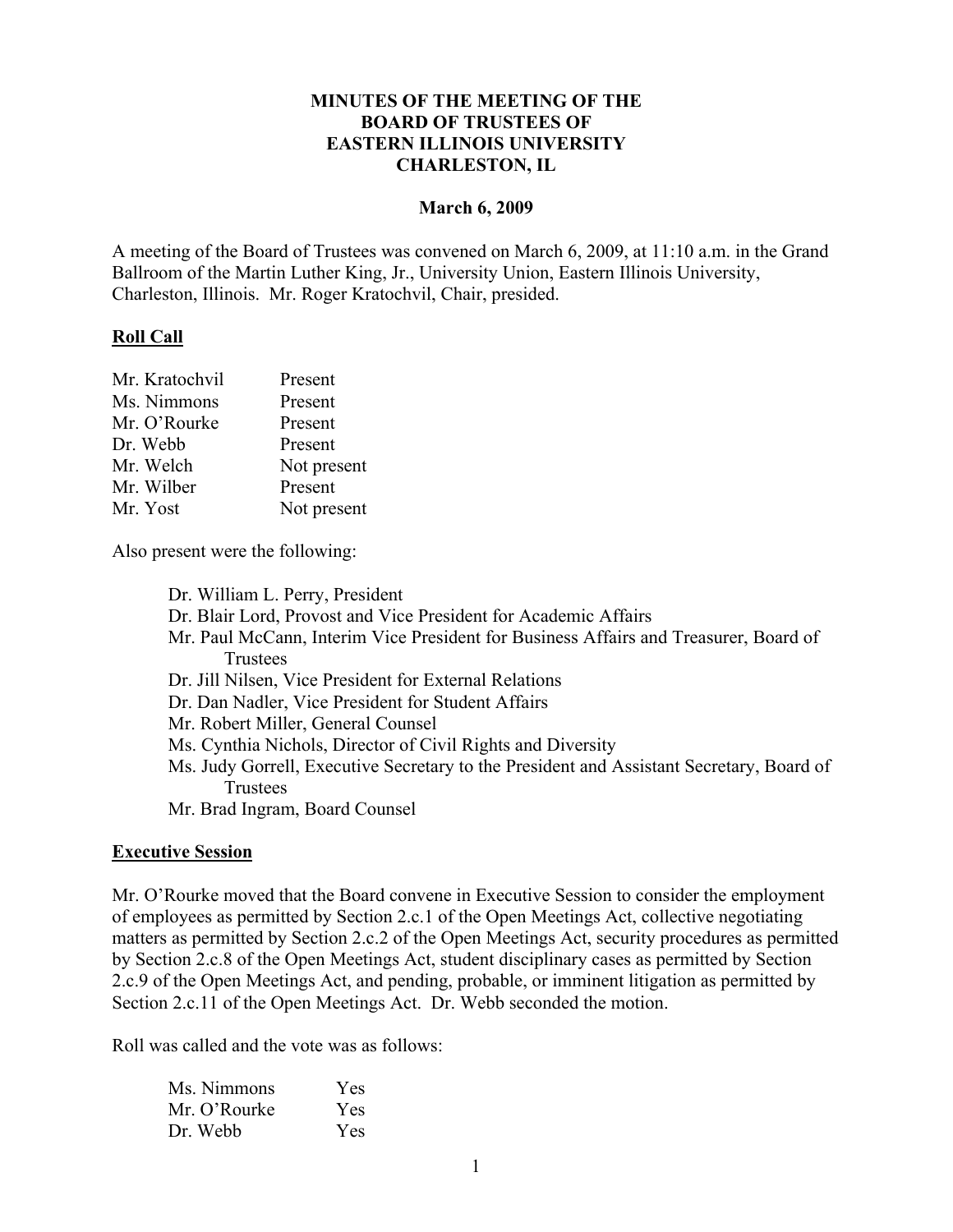# MINUTES OF THE MEETING OF THE BOARD OF TRUSTEES OF EASTERN ILLINOIS UNIVERSITY CHARLESTON, IL

**March 6, 2009**

A meeting of the Board of Trustees was convened on March 6, 2009, at 11:10 a.m. in the Grand Ballroom of the Martin Luther King, Jr., University Union, Eastern Illinois University, Charleston, Illinois. Mr. Roger Kratochvil, Chair, presided.

## Roll Call

| | |
|---|---|
| Mr. Kratochvil | Present |
| Ms. Nimmons | Present |
| Mr. O'Rourke | Present |
| Dr. Webb | Present |
| Mr. Welch | Not present |
| Mr. Wilber | Present |
| Mr. Yost | Not present |

Also present were the following:

- Dr. William L. Perry, President
- Dr. Blair Lord, Provost and Vice President for Academic Affairs
- Mr. Paul McCann, Interim Vice President for Business Affairs and Treasurer, Board of Trustees
- Dr. Jill Nilsen, Vice President for External Relations
- Dr. Dan Nadler, Vice President for Student Affairs
- Mr. Robert Miller, General Counsel
- Ms. Cynthia Nichols, Director of Civil Rights and Diversity
- Ms. Judy Gorrell, Executive Secretary to the President and Assistant Secretary, Board of Trustees
- Mr. Brad Ingram, Board Counsel

## Executive Session

Mr. O'Rourke moved that the Board convene in Executive Session to consider the employment of employees as permitted by Section 2.c.1 of the Open Meetings Act, collective negotiating matters as permitted by Section 2.c.2 of the Open Meetings Act, security procedures as permitted by Section 2.c.8 of the Open Meetings Act, student disciplinary cases as permitted by Section 2.c.9 of the Open Meetings Act, and pending, probable, or imminent litigation as permitted by Section 2.c.11 of the Open Meetings Act. Dr. Webb seconded the motion.

Roll was called and the vote was as follows:

| | |
|---|---|
| Ms. Nimmons | Yes |
| Mr. O'Rourke | Yes |
| Dr. Webb | Yes |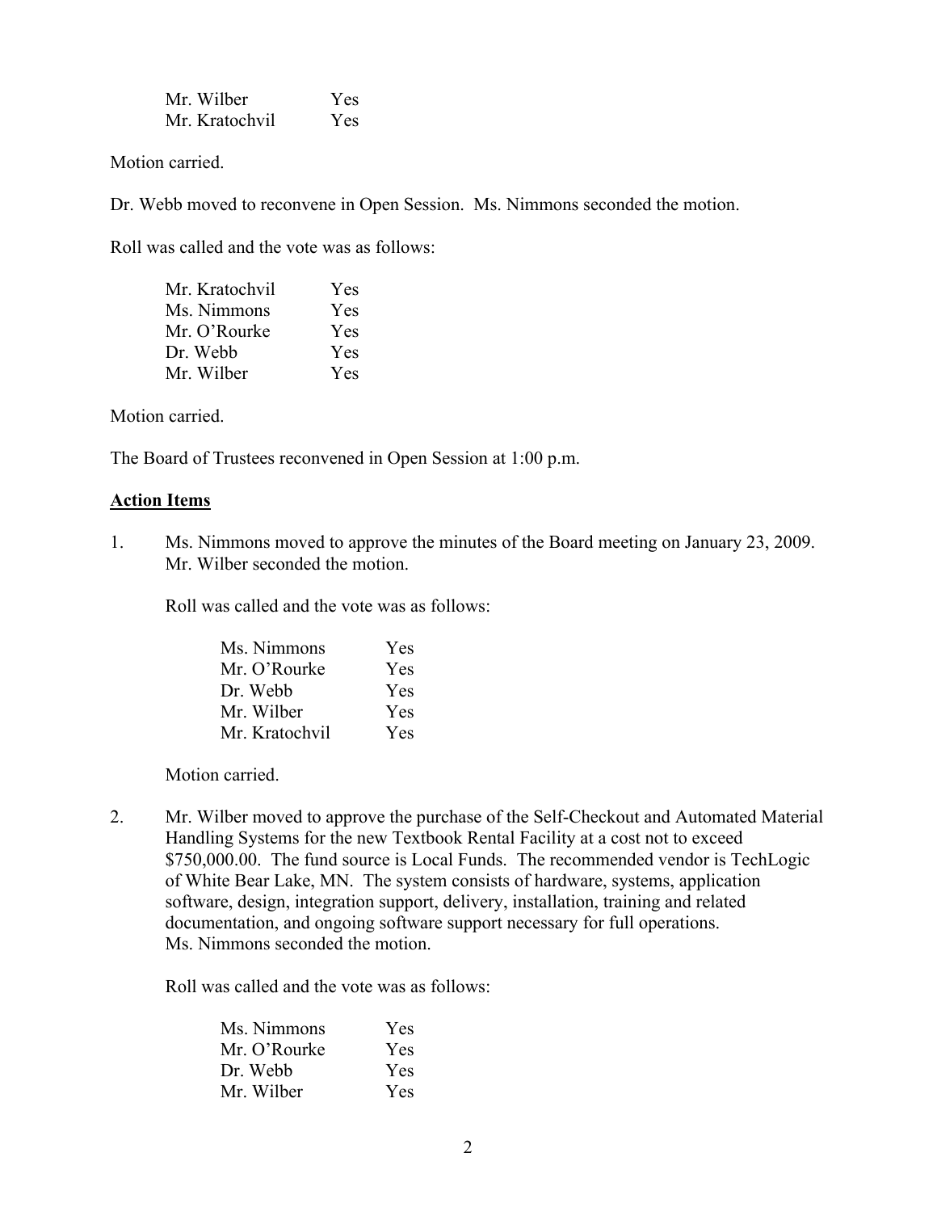| | |
|---|---|
| Mr. Wilber | Yes |
| Mr. Kratochvil | Yes |

Motion carried.

Dr. Webb moved to reconvene in Open Session. Ms. Nimmons seconded the motion.

Roll was called and the vote was as follows:

| | |
|---|---|
| Mr. Kratochvil | Yes |
| Ms. Nimmons | Yes |
| Mr. O'Rourke | Yes |
| Dr. Webb | Yes |
| Mr. Wilber | Yes |

Motion carried.

The Board of Trustees reconvened in Open Session at 1:00 p.m.

## Action Items

1. Ms. Nimmons moved to approve the minutes of the Board meeting on January 23, 2009. Mr. Wilber seconded the motion.

   Roll was called and the vote was as follows:

   | | |
   |---|---|
   | Ms. Nimmons | Yes |
   | Mr. O'Rourke | Yes |
   | Dr. Webb | Yes |
   | Mr. Wilber | Yes |
   | Mr. Kratochvil | Yes |

   Motion carried.

2. Mr. Wilber moved to approve the purchase of the Self-Checkout and Automated Material Handling Systems for the new Textbook Rental Facility at a cost not to exceed $750,000.00. The fund source is Local Funds. The recommended vendor is TechLogic of White Bear Lake, MN. The system consists of hardware, systems, application software, design, integration support, delivery, installation, training and related documentation, and ongoing software support necessary for full operations. Ms. Nimmons seconded the motion.

   Roll was called and the vote was as follows:

   | | |
   |---|---|
   | Ms. Nimmons | Yes |
   | Mr. O'Rourke | Yes |
   | Dr. Webb | Yes |
   | Mr. Wilber | Yes |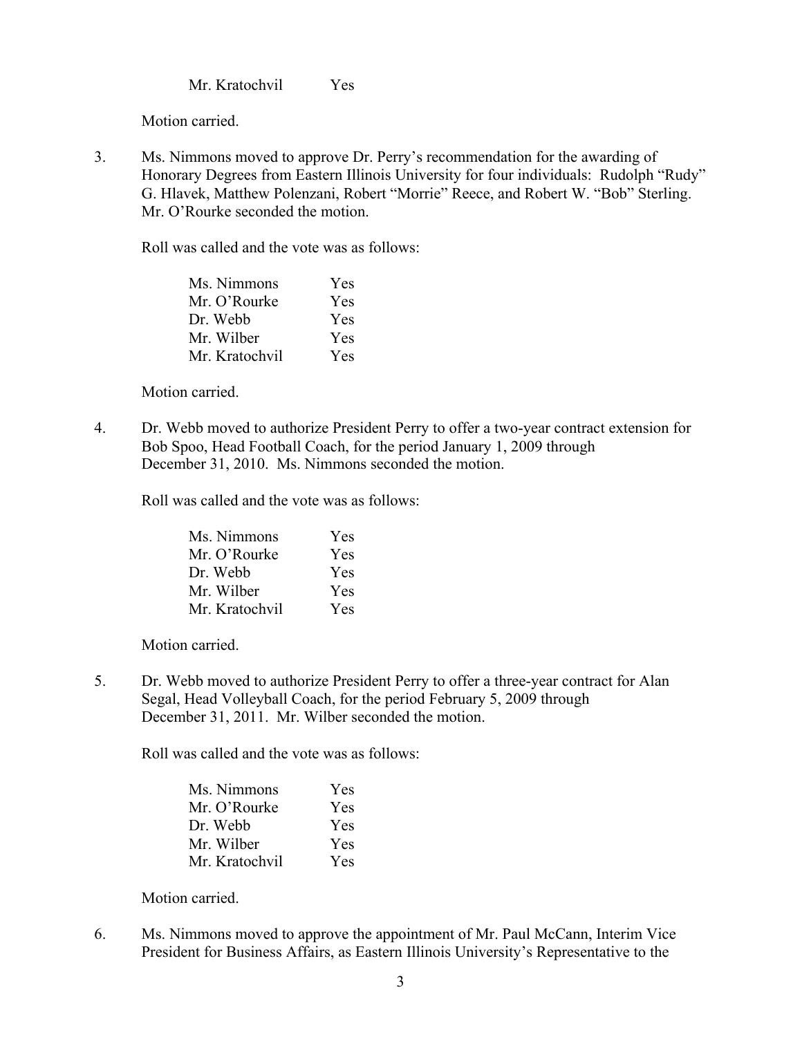Mr. Kratochvil Yes

Motion carried.

3. Ms. Nimmons moved to approve Dr. Perry's recommendation for the awarding of Honorary Degrees from Eastern Illinois University for four individuals: Rudolph "Rudy" G. Hlavek, Matthew Polenzani, Robert "Morrie" Reece, and Robert W. "Bob" Sterling. Mr. O'Rourke seconded the motion.

   Roll was called and the vote was as follows:

   Ms. Nimmons Yes
   Mr. O'Rourke Yes
   Dr. Webb Yes
   Mr. Wilber Yes
   Mr. Kratochvil Yes

   Motion carried.

4. Dr. Webb moved to authorize President Perry to offer a two-year contract extension for Bob Spoo, Head Football Coach, for the period January 1, 2009 through December 31, 2010. Ms. Nimmons seconded the motion.

   Roll was called and the vote was as follows:

   Ms. Nimmons Yes
   Mr. O'Rourke Yes
   Dr. Webb Yes
   Mr. Wilber Yes
   Mr. Kratochvil Yes

   Motion carried.

5. Dr. Webb moved to authorize President Perry to offer a three-year contract for Alan Segal, Head Volleyball Coach, for the period February 5, 2009 through December 31, 2011. Mr. Wilber seconded the motion.

   Roll was called and the vote was as follows:

   Ms. Nimmons Yes
   Mr. O'Rourke Yes
   Dr. Webb Yes
   Mr. Wilber Yes
   Mr. Kratochvil Yes

   Motion carried.

6. Ms. Nimmons moved to approve the appointment of Mr. Paul McCann, Interim Vice President for Business Affairs, as Eastern Illinois University's Representative to the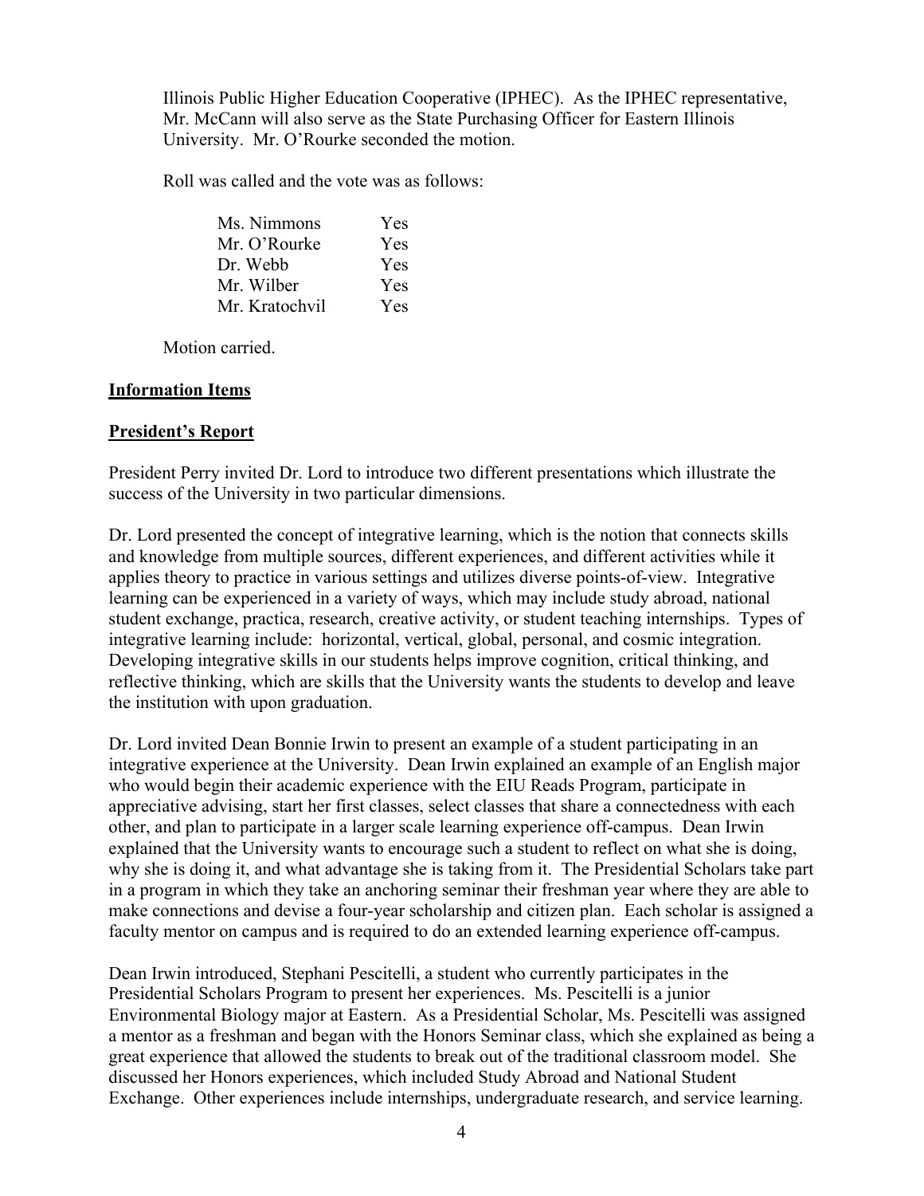Illinois Public Higher Education Cooperative (IPHEC). As the IPHEC representative, Mr. McCann will also serve as the State Purchasing Officer for Eastern Illinois University. Mr. O'Rourke seconded the motion.

Roll was called and the vote was as follows:

| | |
|---|---|
| Ms. Nimmons | Yes |
| Mr. O'Rourke | Yes |
| Dr. Webb | Yes |
| Mr. Wilber | Yes |
| Mr. Kratochvil | Yes |

Motion carried.

**Information Items**

**President's Report**

President Perry invited Dr. Lord to introduce two different presentations which illustrate the success of the University in two particular dimensions.

Dr. Lord presented the concept of integrative learning, which is the notion that connects skills and knowledge from multiple sources, different experiences, and different activities while it applies theory to practice in various settings and utilizes diverse points-of-view. Integrative learning can be experienced in a variety of ways, which may include study abroad, national student exchange, practica, research, creative activity, or student teaching internships. Types of integrative learning include: horizontal, vertical, global, personal, and cosmic integration. Developing integrative skills in our students helps improve cognition, critical thinking, and reflective thinking, which are skills that the University wants the students to develop and leave the institution with upon graduation.

Dr. Lord invited Dean Bonnie Irwin to present an example of a student participating in an integrative experience at the University. Dean Irwin explained an example of an English major who would begin their academic experience with the EIU Reads Program, participate in appreciative advising, start her first classes, select classes that share a connectedness with each other, and plan to participate in a larger scale learning experience off-campus. Dean Irwin explained that the University wants to encourage such a student to reflect on what she is doing, why she is doing it, and what advantage she is taking from it. The Presidential Scholars take part in a program in which they take an anchoring seminar their freshman year where they are able to make connections and devise a four-year scholarship and citizen plan. Each scholar is assigned a faculty mentor on campus and is required to do an extended learning experience off-campus.

Dean Irwin introduced, Stephani Pescitelli, a student who currently participates in the Presidential Scholars Program to present her experiences. Ms. Pescitelli is a junior Environmental Biology major at Eastern. As a Presidential Scholar, Ms. Pescitelli was assigned a mentor as a freshman and began with the Honors Seminar class, which she explained as being a great experience that allowed the students to break out of the traditional classroom model. She discussed her Honors experiences, which included Study Abroad and National Student Exchange. Other experiences include internships, undergraduate research, and service learning.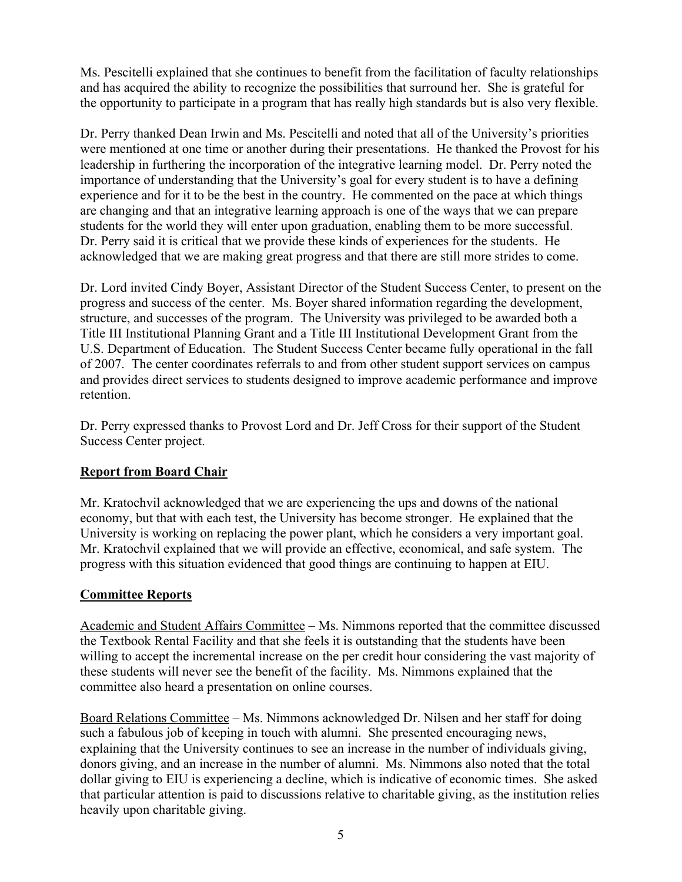Ms. Pescitelli explained that she continues to benefit from the facilitation of faculty relationships and has acquired the ability to recognize the possibilities that surround her. She is grateful for the opportunity to participate in a program that has really high standards but is also very flexible.

Dr. Perry thanked Dean Irwin and Ms. Pescitelli and noted that all of the University's priorities were mentioned at one time or another during their presentations. He thanked the Provost for his leadership in furthering the incorporation of the integrative learning model. Dr. Perry noted the importance of understanding that the University's goal for every student is to have a defining experience and for it to be the best in the country. He commented on the pace at which things are changing and that an integrative learning approach is one of the ways that we can prepare students for the world they will enter upon graduation, enabling them to be more successful. Dr. Perry said it is critical that we provide these kinds of experiences for the students. He acknowledged that we are making great progress and that there are still more strides to come.

Dr. Lord invited Cindy Boyer, Assistant Director of the Student Success Center, to present on the progress and success of the center. Ms. Boyer shared information regarding the development, structure, and successes of the program. The University was privileged to be awarded both a Title III Institutional Planning Grant and a Title III Institutional Development Grant from the U.S. Department of Education. The Student Success Center became fully operational in the fall of 2007. The center coordinates referrals to and from other student support services on campus and provides direct services to students designed to improve academic performance and improve retention.

Dr. Perry expressed thanks to Provost Lord and Dr. Jeff Cross for their support of the Student Success Center project.

## Report from Board Chair

Mr. Kratochvil acknowledged that we are experiencing the ups and downs of the national economy, but that with each test, the University has become stronger. He explained that the University is working on replacing the power plant, which he considers a very important goal. Mr. Kratochvil explained that we will provide an effective, economical, and safe system. The progress with this situation evidenced that good things are continuing to happen at EIU.

## Committee Reports

Academic and Student Affairs Committee – Ms. Nimmons reported that the committee discussed the Textbook Rental Facility and that she feels it is outstanding that the students have been willing to accept the incremental increase on the per credit hour considering the vast majority of these students will never see the benefit of the facility. Ms. Nimmons explained that the committee also heard a presentation on online courses.

Board Relations Committee – Ms. Nimmons acknowledged Dr. Nilsen and her staff for doing such a fabulous job of keeping in touch with alumni. She presented encouraging news, explaining that the University continues to see an increase in the number of individuals giving, donors giving, and an increase in the number of alumni. Ms. Nimmons also noted that the total dollar giving to EIU is experiencing a decline, which is indicative of economic times. She asked that particular attention is paid to discussions relative to charitable giving, as the institution relies heavily upon charitable giving.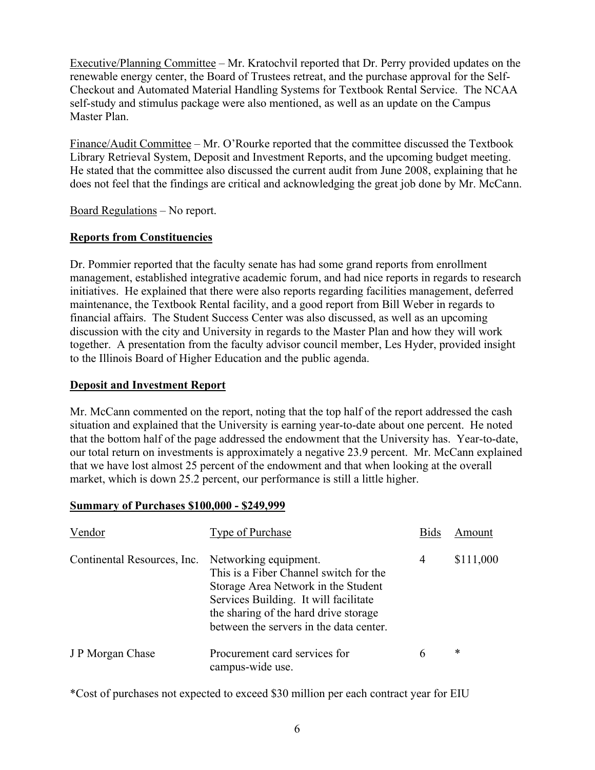Executive/Planning Committee – Mr. Kratochvil reported that Dr. Perry provided updates on the renewable energy center, the Board of Trustees retreat, and the purchase approval for the Self-Checkout and Automated Material Handling Systems for Textbook Rental Service. The NCAA self-study and stimulus package were also mentioned, as well as an update on the Campus Master Plan.

Finance/Audit Committee – Mr. O'Rourke reported that the committee discussed the Textbook Library Retrieval System, Deposit and Investment Reports, and the upcoming budget meeting. He stated that the committee also discussed the current audit from June 2008, explaining that he does not feel that the findings are critical and acknowledging the great job done by Mr. McCann.

Board Regulations – No report.

**Reports from Constituencies**

Dr. Pommier reported that the faculty senate has had some grand reports from enrollment management, established integrative academic forum, and had nice reports in regards to research initiatives. He explained that there were also reports regarding facilities management, deferred maintenance, the Textbook Rental facility, and a good report from Bill Weber in regards to financial affairs. The Student Success Center was also discussed, as well as an upcoming discussion with the city and University in regards to the Master Plan and how they will work together. A presentation from the faculty advisor council member, Les Hyder, provided insight to the Illinois Board of Higher Education and the public agenda.

**Deposit and Investment Report**

Mr. McCann commented on the report, noting that the top half of the report addressed the cash situation and explained that the University is earning year-to-date about one percent. He noted that the bottom half of the page addressed the endowment that the University has. Year-to-date, our total return on investments is approximately a negative 23.9 percent. Mr. McCann explained that we have lost almost 25 percent of the endowment and that when looking at the overall market, which is down 25.2 percent, our performance is still a little higher.

**Summary of Purchases $100,000 - $249,999**

| Vendor | Type of Purchase | Bids | Amount |
|---|---|---|---|
| Continental Resources, Inc. | Networking equipment. This is a Fiber Channel switch for the Storage Area Network in the Student Services Building. It will facilitate the sharing of the hard drive storage between the servers in the data center. | 4 | $111,000 |
| J P Morgan Chase | Procurement card services for campus-wide use. | 6 | * |

*Cost of purchases not expected to exceed $30 million per each contract year for EIU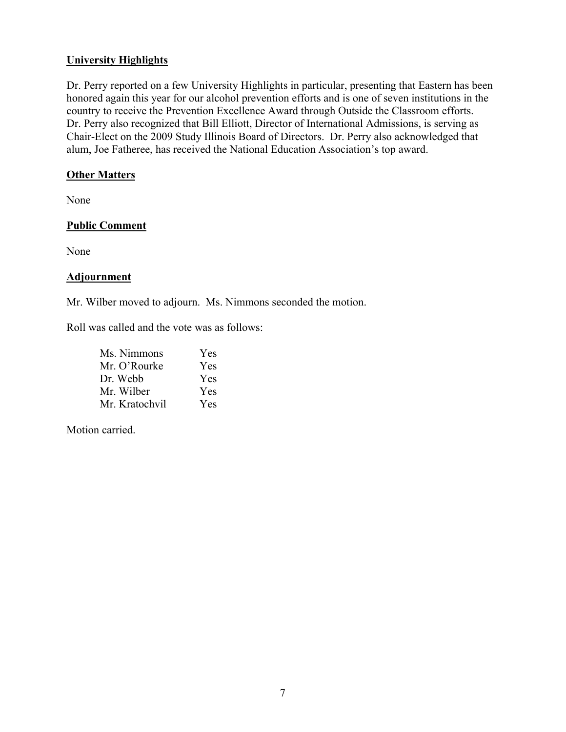**University Highlights**

Dr. Perry reported on a few University Highlights in particular, presenting that Eastern has been honored again this year for our alcohol prevention efforts and is one of seven institutions in the country to receive the Prevention Excellence Award through Outside the Classroom efforts. Dr. Perry also recognized that Bill Elliott, Director of International Admissions, is serving as Chair-Elect on the 2009 Study Illinois Board of Directors. Dr. Perry also acknowledged that alum, Joe Fatheree, has received the National Education Association's top award.

**Other Matters**

None

**Public Comment**

None

**Adjournment**

Mr. Wilber moved to adjourn. Ms. Nimmons seconded the motion.

Roll was called and the vote was as follows:

| | |
|---|---|
| Ms. Nimmons | Yes |
| Mr. O'Rourke | Yes |
| Dr. Webb | Yes |
| Mr. Wilber | Yes |
| Mr. Kratochvil | Yes |

Motion carried.